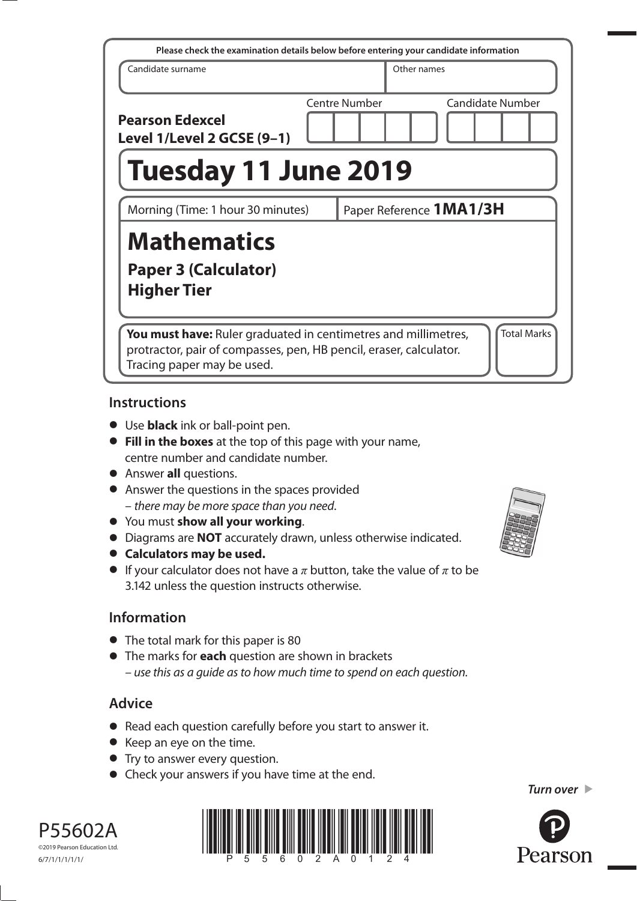Please check the examination details below before entering your candidate information

| Candidate surname | Other names |
| --- | --- |
| | |

**Pearson Edexcel Level 1/Level 2 GCSE (9–1)**

Centre Number | Candidate Number

# Tuesday 11 June 2019

Morning (Time: 1 hour 30 minutes) | Paper Reference **1MA1/3H**

# Mathematics

## Paper 3 (Calculator)
## Higher Tier

**You must have:** Ruler graduated in centimetres and millimetres, protractor, pair of compasses, pen, HB pencil, eraser, calculator. Tracing paper may be used.

Total Marks

## Instructions

- Use **black** ink or ball-point pen.
- **Fill in the boxes** at the top of this page with your name, centre number and candidate number.
- Answer **all** questions.
- Answer the questions in the spaces provided – *there may be more space than you need.*
- You must **show all your working**.
- Diagrams are **NOT** accurately drawn, unless otherwise indicated.
- **Calculators may be used.**
- If your calculator does not have a $\pi$ button, take the value of $\pi$ to be 3.142 unless the question instructs otherwise.

## Information

- The total mark for this paper is 80
- The marks for **each** question are shown in brackets – *use this as a guide as to how much time to spend on each question.*

## Advice

- Read each question carefully before you start to answer it.
- Keep an eye on the time.
- Try to answer every question.
- Check your answers if you have time at the end.

*Turn over*

P55602A
©2019 Pearson Education Ltd.
6/7/1/1/1/1/1/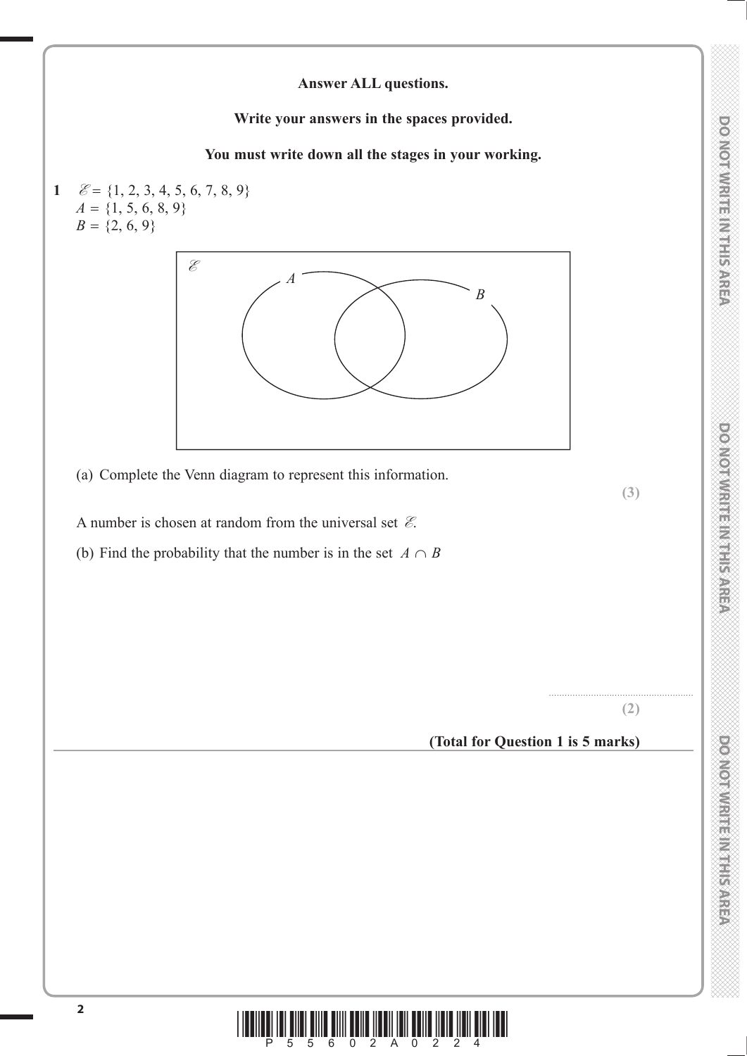**Answer ALL questions.**

**Write your answers in the spaces provided.**

**You must write down all the stages in your working.**

**1** $\mathscr{E} = \{1, 2, 3, 4, 5, 6, 7, 8, 9\}$
$A = \{1, 5, 6, 8, 9\}$
$B = \{2, 6, 9\}$

(a) Complete the Venn diagram to represent this information.

**(3)**

A number is chosen at random from the universal set $\mathscr{E}$.

(b) Find the probability that the number is in the set $A \cap B$

.......................................................

**(2)**

**(Total for Question 1 is 5 marks)**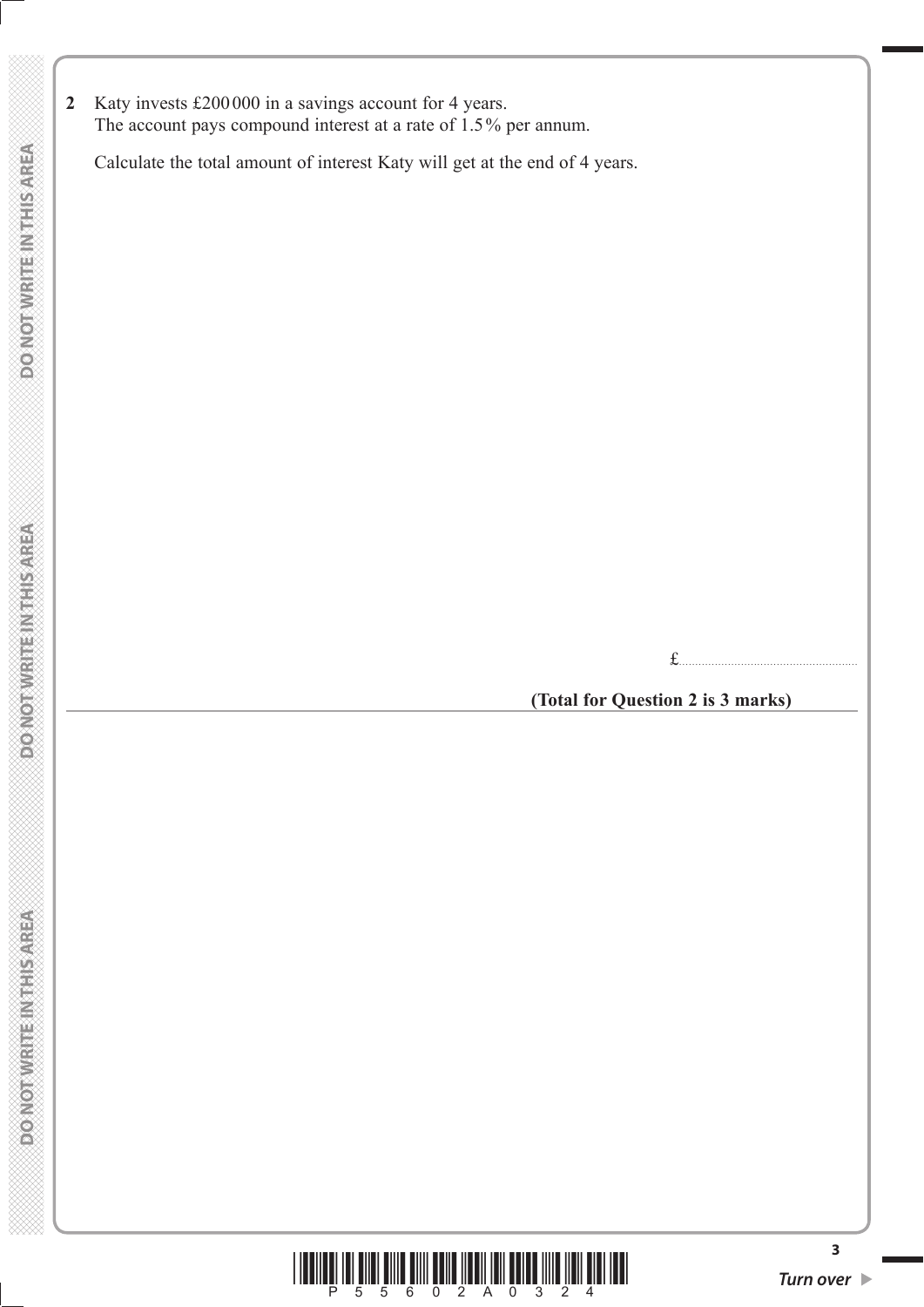**2** Katy invests £200 000 in a savings account for 4 years.
The account pays compound interest at a rate of 1.5% per annum.

Calculate the total amount of interest Katy will get at the end of 4 years.

£......................................................

**(Total for Question 2 is 3 marks)**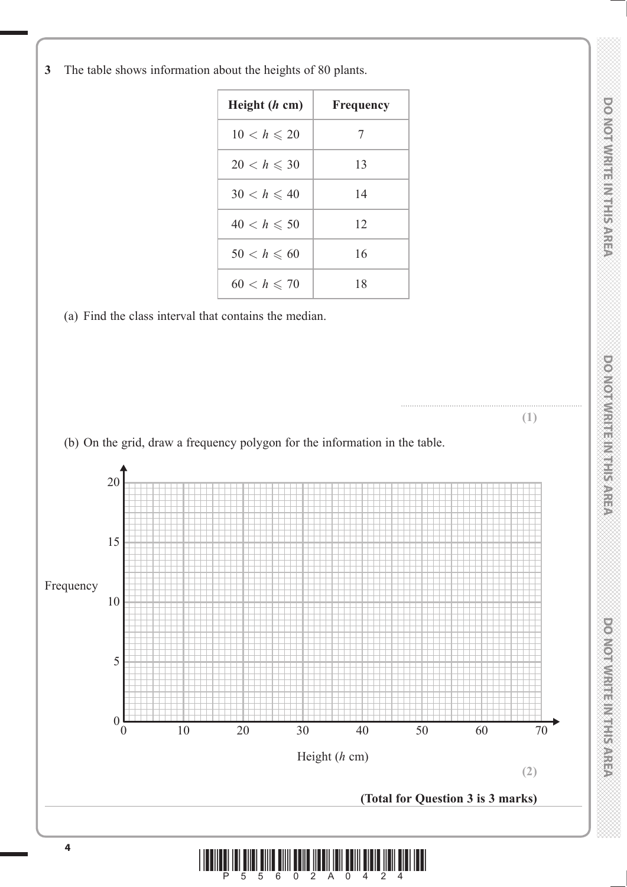**3** The table shows information about the heights of 80 plants.

| Height ($h$ cm) | Frequency |
|---|---|
| $10 < h \leqslant 20$ | 7 |
| $20 < h \leqslant 30$ | 13 |
| $30 < h \leqslant 40$ | 14 |
| $40 < h \leqslant 50$ | 12 |
| $50 < h \leqslant 60$ | 16 |
| $60 < h \leqslant 70$ | 18 |

(a) Find the class interval that contains the median.

.......................................................................

**(1)**

(b) On the grid, draw a frequency polygon for the information in the table.

[Grid: Frequency (vertical axis, 0 to 20) against Height ($h$ cm) (horizontal axis, 0 to 70)]

**(2)**

**(Total for Question 3 is 3 marks)**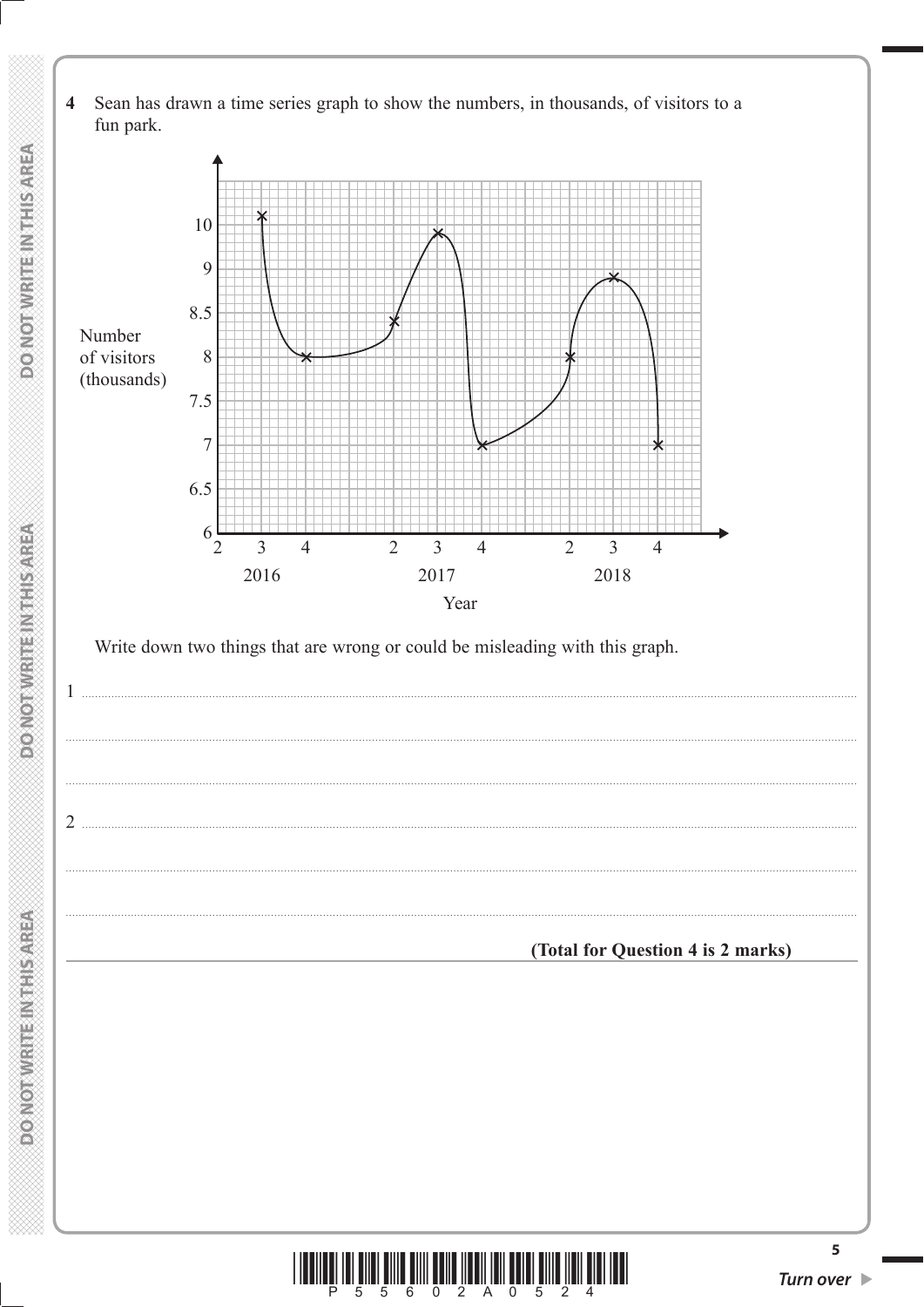**4** Sean has drawn a time series graph to show the numbers, in thousands, of visitors to a fun park.

Number of visitors (thousands)

10
9
8.5
8
7.5
7
6.5
6

2 3 4 2 3 4 2 3 4
2016 2017 2018

Year

Write down two things that are wrong or could be misleading with this graph.

1 ..............................................................................................................................................

..............................................................................................................................................

..............................................................................................................................................

2 ..............................................................................................................................................

..............................................................................................................................................

..............................................................................................................................................

**(Total for Question 4 is 2 marks)**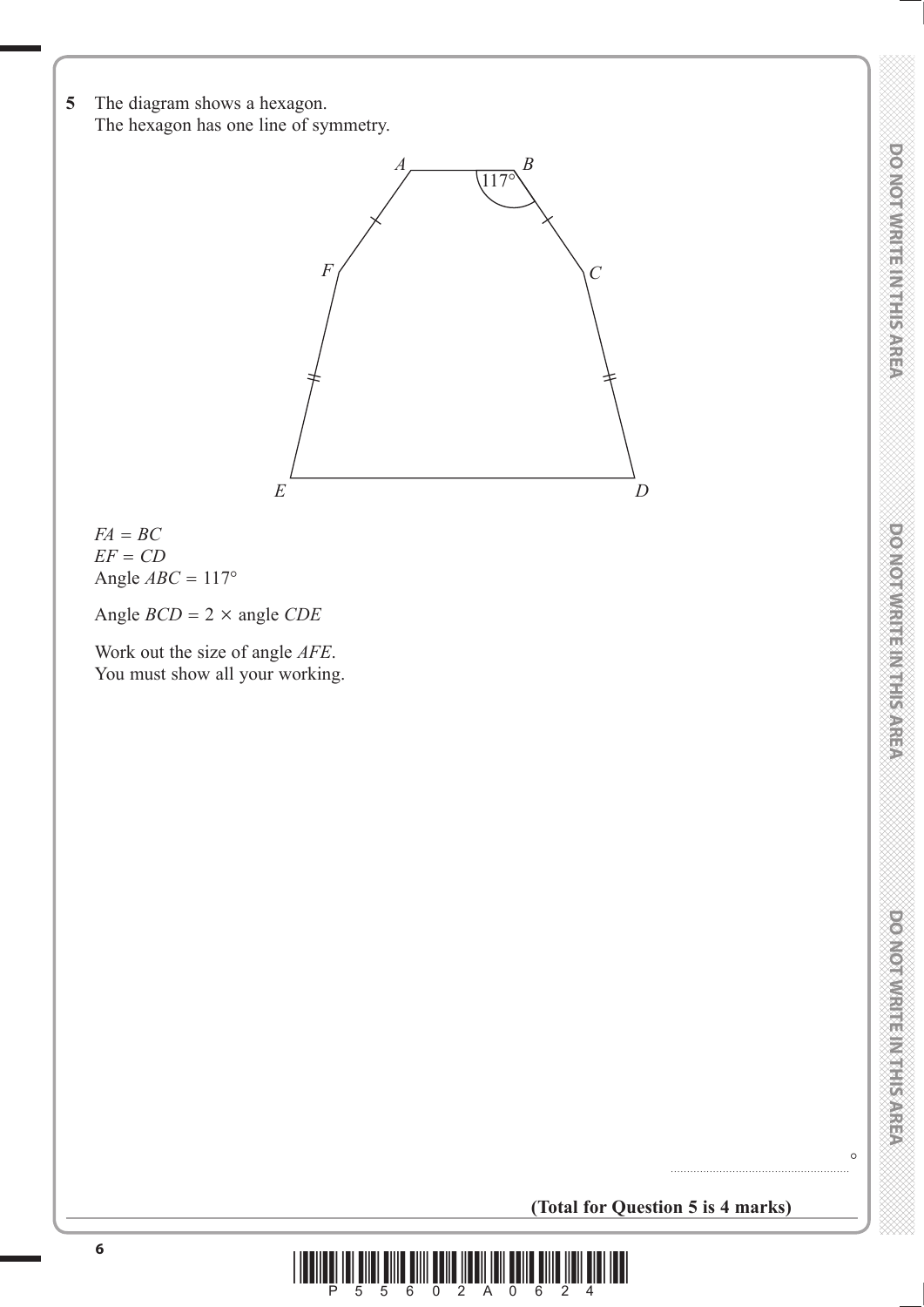**5** The diagram shows a hexagon.
The hexagon has one line of symmetry.

$FA = BC$
$EF = CD$
Angle $ABC = 117°$

Angle $BCD = 2 \times$ angle $CDE$

Work out the size of angle $AFE$.
You must show all your working.

.......................................................°

**(Total for Question 5 is 4 marks)**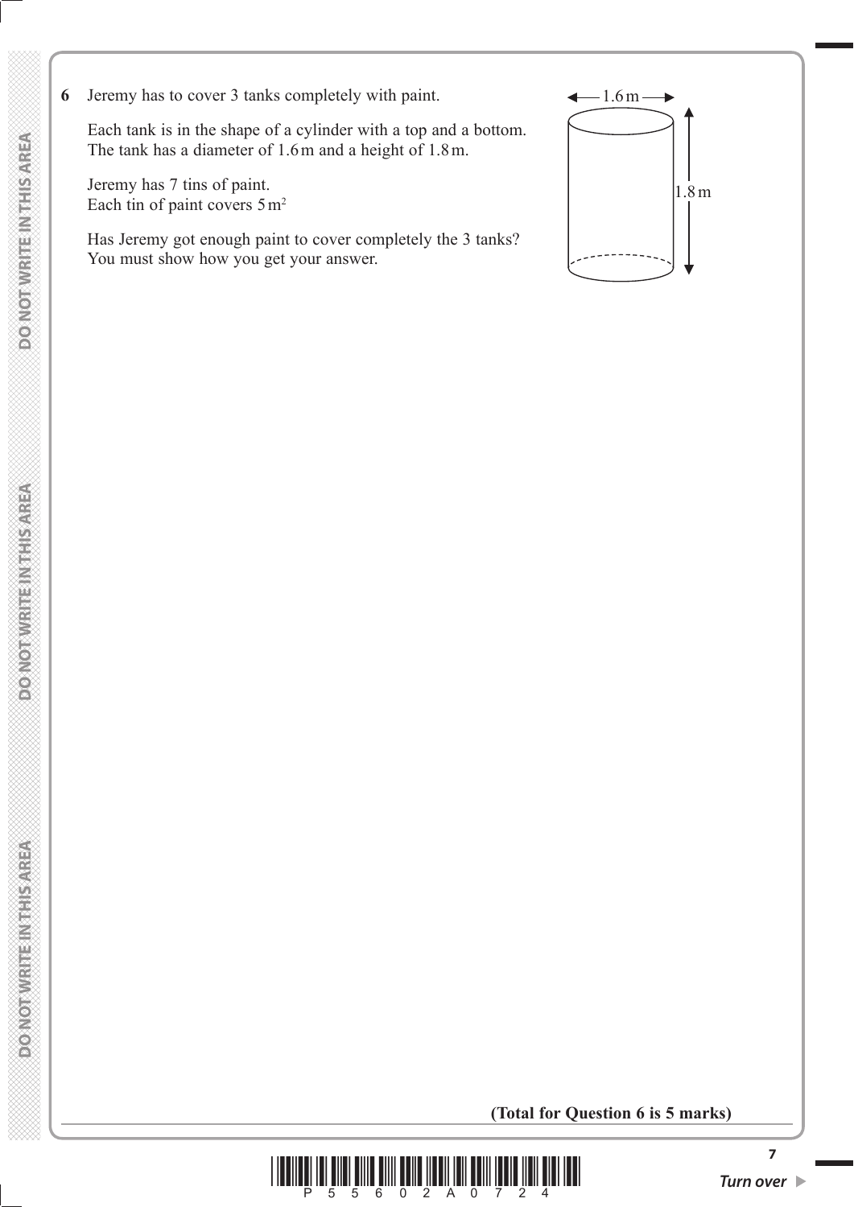**6** Jeremy has to cover 3 tanks completely with paint.

Each tank is in the shape of a cylinder with a top and a bottom.
The tank has a diameter of 1.6 m and a height of 1.8 m.

Jeremy has 7 tins of paint.
Each tin of paint covers $5\,m^2$

Has Jeremy got enough paint to cover completely the 3 tanks?
You must show how you get your answer.

1.6 m

1.8 m

**(Total for Question 6 is 5 marks)**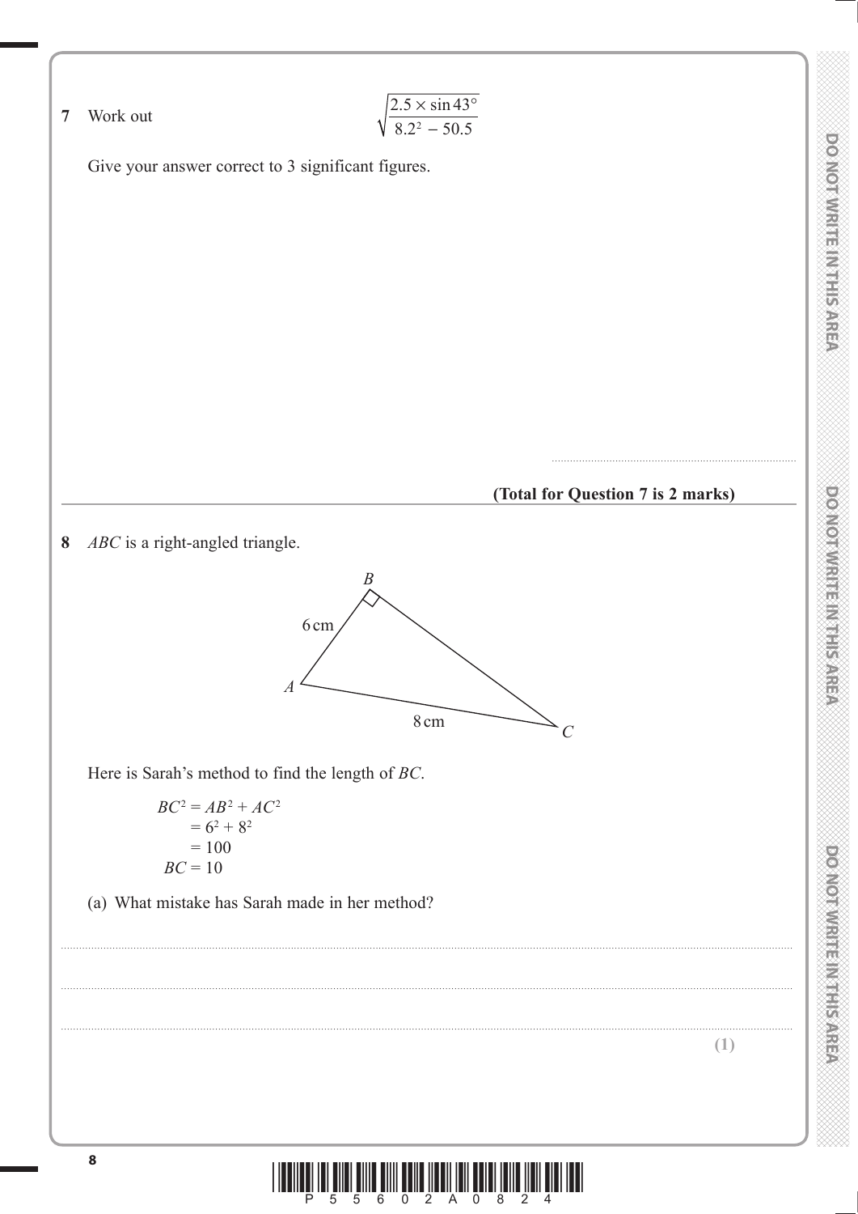**7** Work out

$$\sqrt{\frac{2.5 \times \sin 43°}{8.2^2 - 50.5}}$$

Give your answer correct to 3 significant figures.

..........................................................

**(Total for Question 7 is 2 marks)**

---

**8** *ABC* is a right-angled triangle.

*B*

6 cm

*A*

8 cm

*C*

Here is Sarah's method to find the length of *BC*.

$$BC^2 = AB^2 + AC^2$$
$$= 6^2 + 8^2$$
$$= 100$$
$$BC = 10$$

(a) What mistake has Sarah made in her method?

..........................................................................................................................................................

..........................................................................................................................................................

..........................................................................................................................................................

**(1)**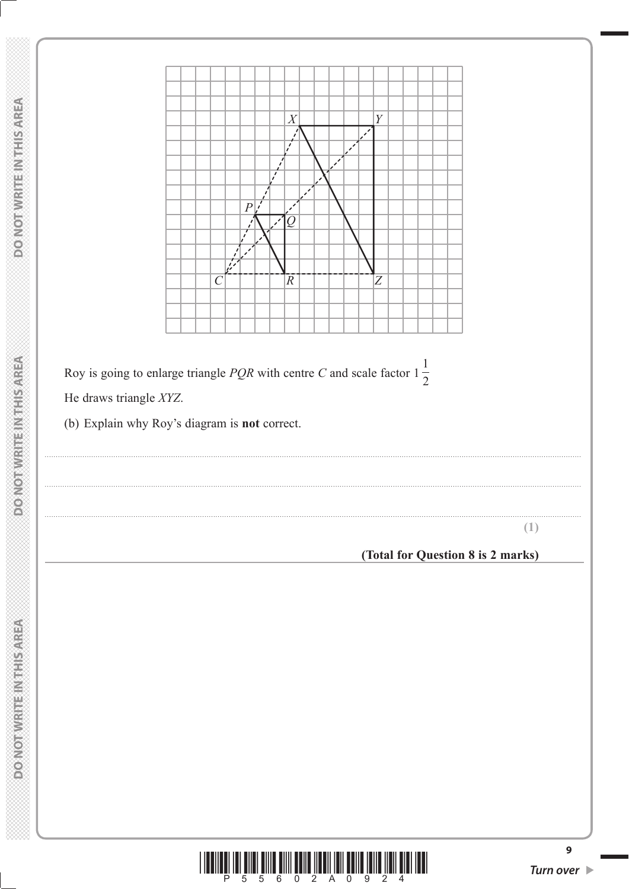Roy is going to enlarge triangle $PQR$ with centre $C$ and scale factor $1\frac{1}{2}$

He draws triangle $XYZ$.

(b) Explain why Roy's diagram is **not** correct.

.......................................................................................................................................................................................................

.......................................................................................................................................................................................................

.......................................................................................................................................................................................................

**(1)**

**(Total for Question 8 is 2 marks)**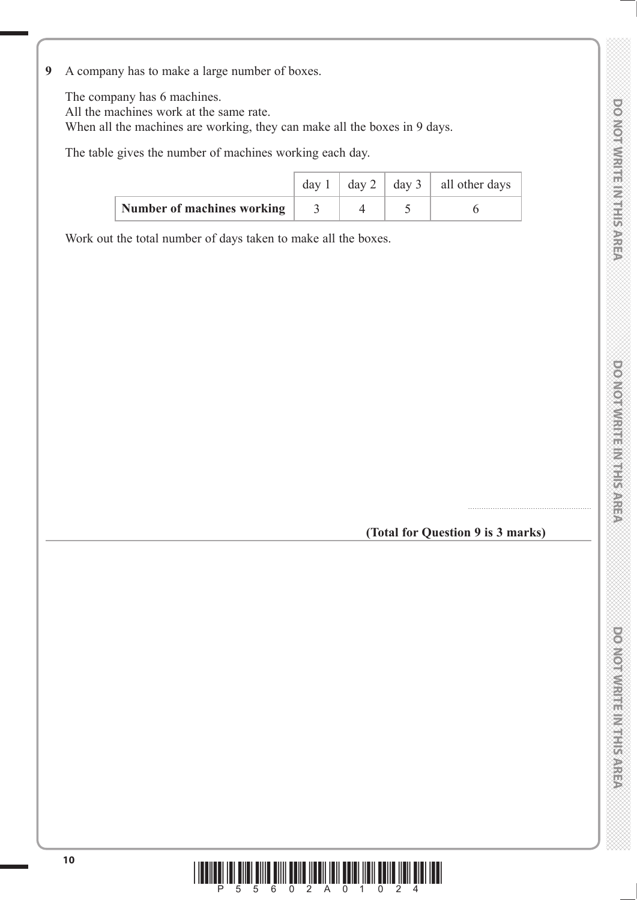**9** A company has to make a large number of boxes.

The company has 6 machines.
All the machines work at the same rate.
When all the machines are working, they can make all the boxes in 9 days.

The table gives the number of machines working each day.

| | day 1 | day 2 | day 3 | all other days |
|---|---|---|---|---|
| **Number of machines working** | 3 | 4 | 5 | 6 |

Work out the total number of days taken to make all the boxes.

.......................................................

**(Total for Question 9 is 3 marks)**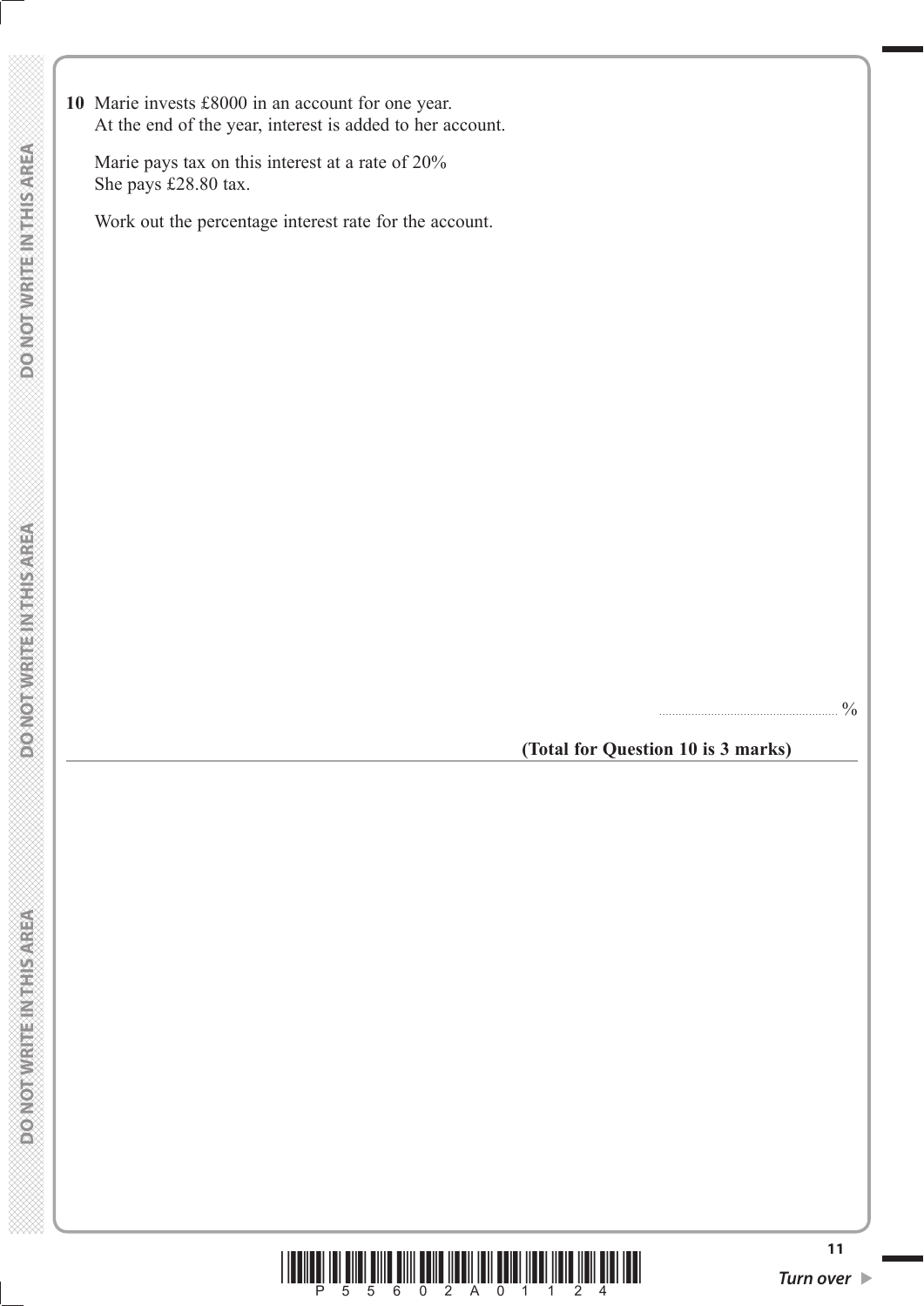**10** Marie invests £8000 in an account for one year.
At the end of the year, interest is added to her account.

Marie pays tax on this interest at a rate of 20%
She pays £28.80 tax.

Work out the percentage interest rate for the account.

.......................................................%

**(Total for Question 10 is 3 marks)**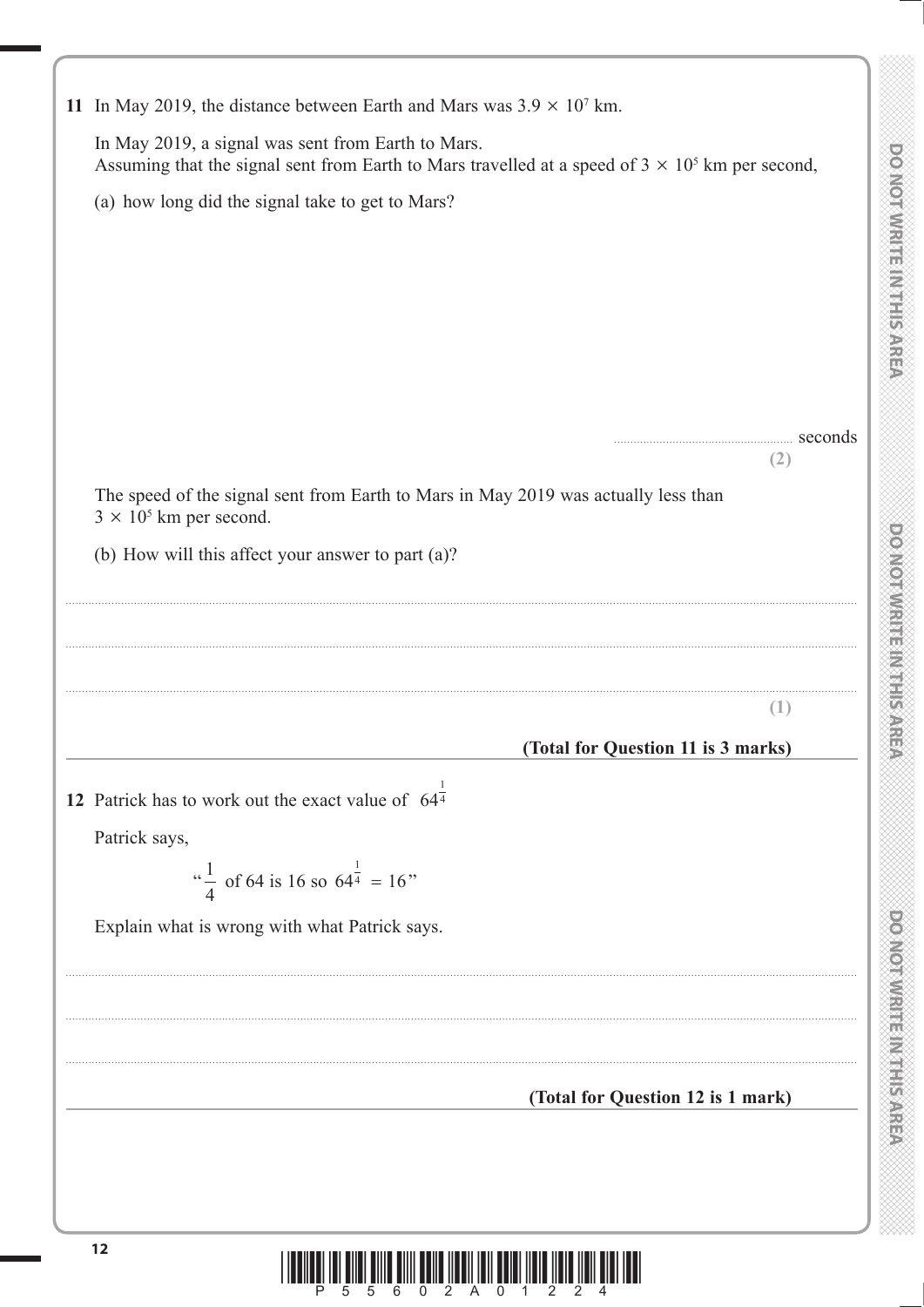**11** In May 2019, the distance between Earth and Mars was $3.9 \times 10^7$ km.

In May 2019, a signal was sent from Earth to Mars.
Assuming that the signal sent from Earth to Mars travelled at a speed of $3 \times 10^5$ km per second,

(a) how long did the signal take to get to Mars?

.......................................................... seconds

**(2)**

The speed of the signal sent from Earth to Mars in May 2019 was actually less than $3 \times 10^5$ km per second.

(b) How will this affect your answer to part (a)?

..........................................................................................................................................................

..........................................................................................................................................................

..........................................................................................................................................................

**(1)**

**(Total for Question 11 is 3 marks)**

---

**12** Patrick has to work out the exact value of $64^{\frac{1}{4}}$

Patrick says,

"$\frac{1}{4}$ of 64 is 16 so $64^{\frac{1}{4}} = 16$"

Explain what is wrong with what Patrick says.

..........................................................................................................................................................

..........................................................................................................................................................

..........................................................................................................................................................

**(Total for Question 12 is 1 mark)**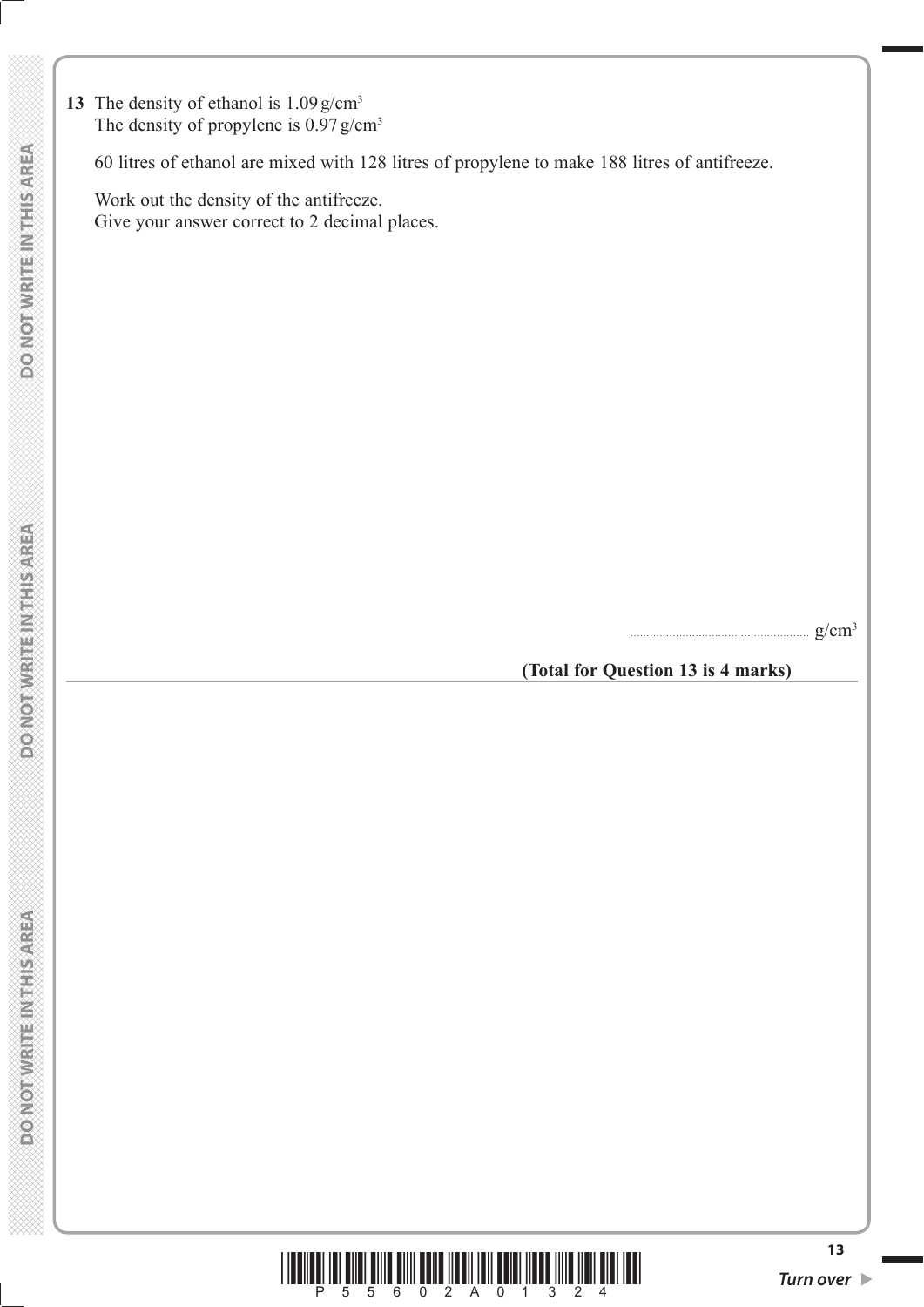**13** The density of ethanol is $1.09\,\text{g/cm}^3$
The density of propylene is $0.97\,\text{g/cm}^3$

60 litres of ethanol are mixed with 128 litres of propylene to make 188 litres of antifreeze.

Work out the density of the antifreeze.
Give your answer correct to 2 decimal places.

.......................................................... $\text{g/cm}^3$

**(Total for Question 13 is 4 marks)**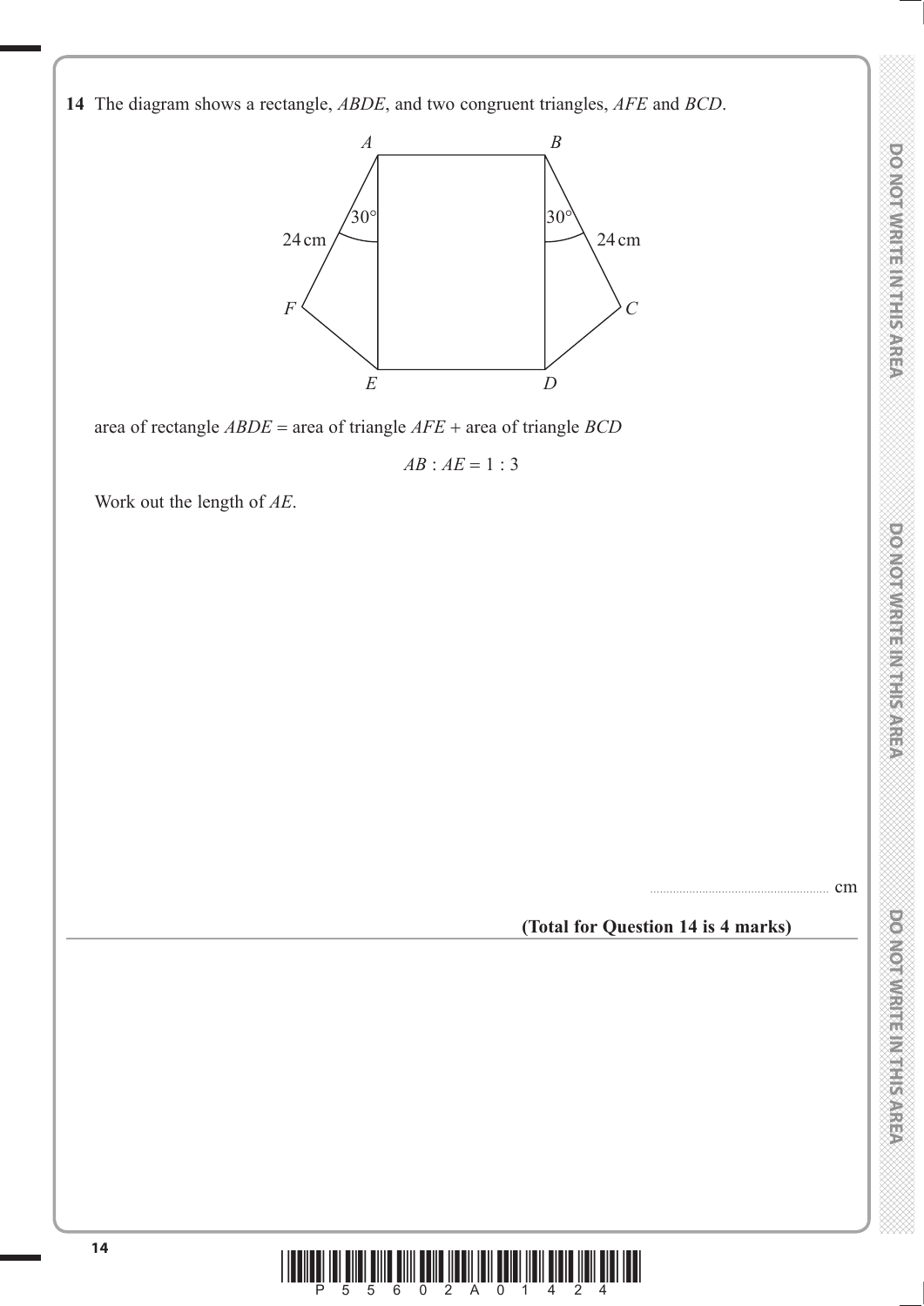**14** The diagram shows a rectangle, *ABDE*, and two congruent triangles, *AFE* and *BCD*.

area of rectangle *ABDE* = area of triangle *AFE* + area of triangle *BCD*

$$AB : AE = 1 : 3$$

Work out the length of *AE*.

.......................................................... cm

**(Total for Question 14 is 4 marks)**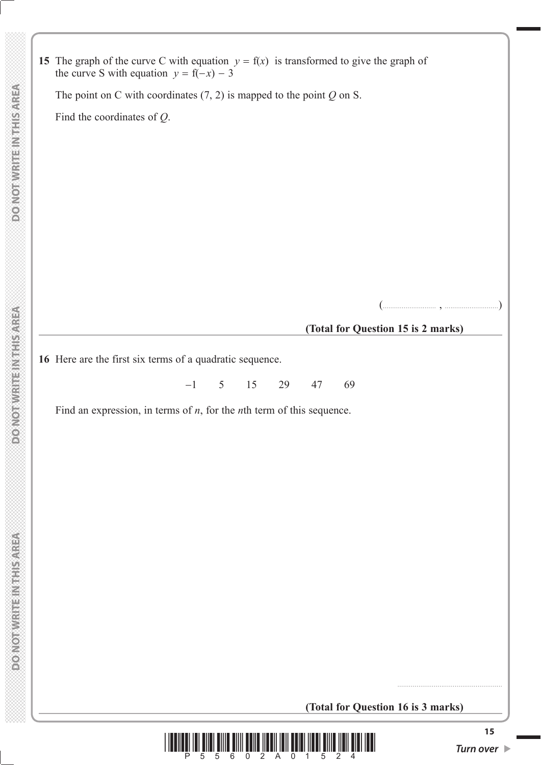**15** The graph of the curve C with equation $y = f(x)$ is transformed to give the graph of the curve S with equation $y = f(-x) - 3$

The point on C with coordinates (7, 2) is mapped to the point $Q$ on S.

Find the coordinates of $Q$.

(.......................... , ..........................)

**(Total for Question 15 is 2 marks)**

---

**16** Here are the first six terms of a quadratic sequence.

$$-1 \qquad 5 \qquad 15 \qquad 29 \qquad 47 \qquad 69$$

Find an expression, in terms of $n$, for the $n$th term of this sequence.

......................................................

**(Total for Question 16 is 3 marks)**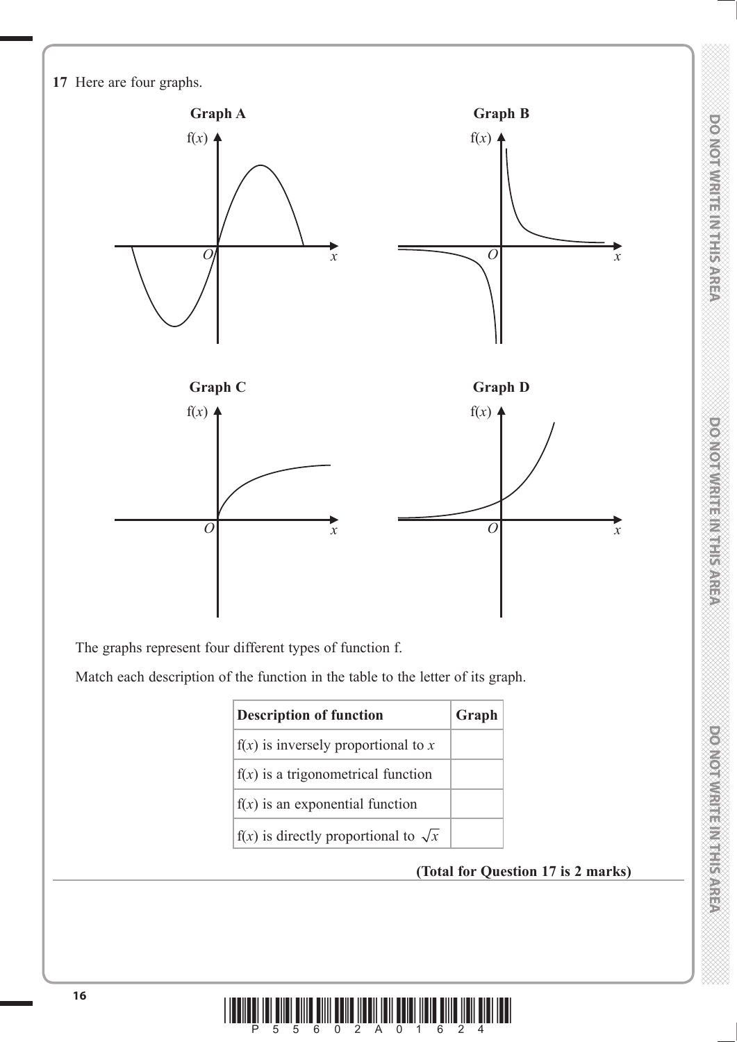**17** Here are four graphs.

**Graph A**

**Graph B**

**Graph C**

**Graph D**

The graphs represent four different types of function f.

Match each description of the function in the table to the letter of its graph.

| Description of function | Graph |
| --- | --- |
| $f(x)$ is inversely proportional to $x$ | |
| $f(x)$ is a trigonometrical function | |
| $f(x)$ is an exponential function | |
| $f(x)$ is directly proportional to $\sqrt{x}$ | |

**(Total for Question 17 is 2 marks)**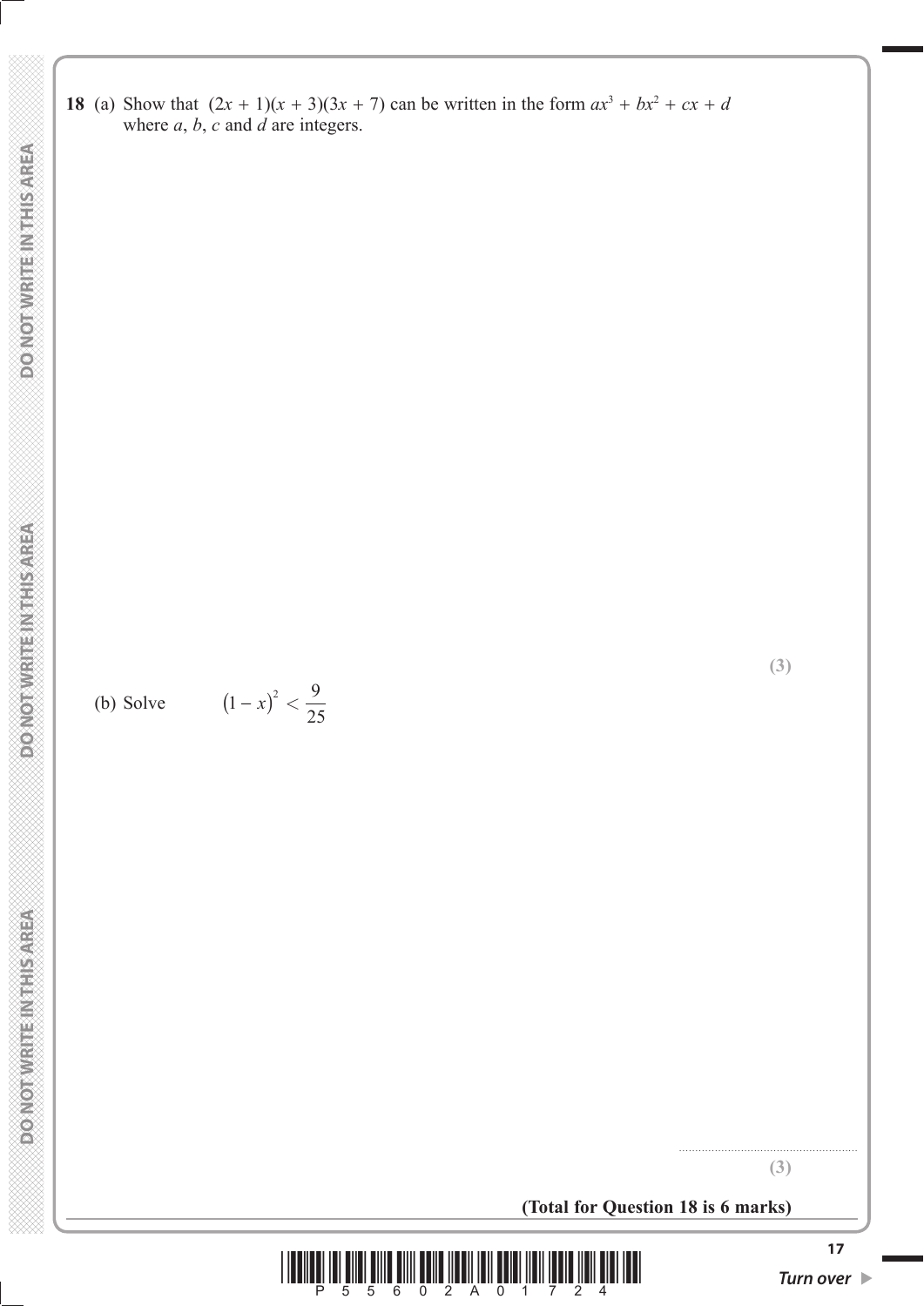**18** (a) Show that $(2x + 1)(x + 3)(3x + 7)$ can be written in the form $ax^3 + bx^2 + cx + d$ where $a$, $b$, $c$ and $d$ are integers.

**(3)**

(b) Solve $\quad (1 - x)^2 < \dfrac{9}{25}$

..........................................................

**(3)**

**(Total for Question 18 is 6 marks)**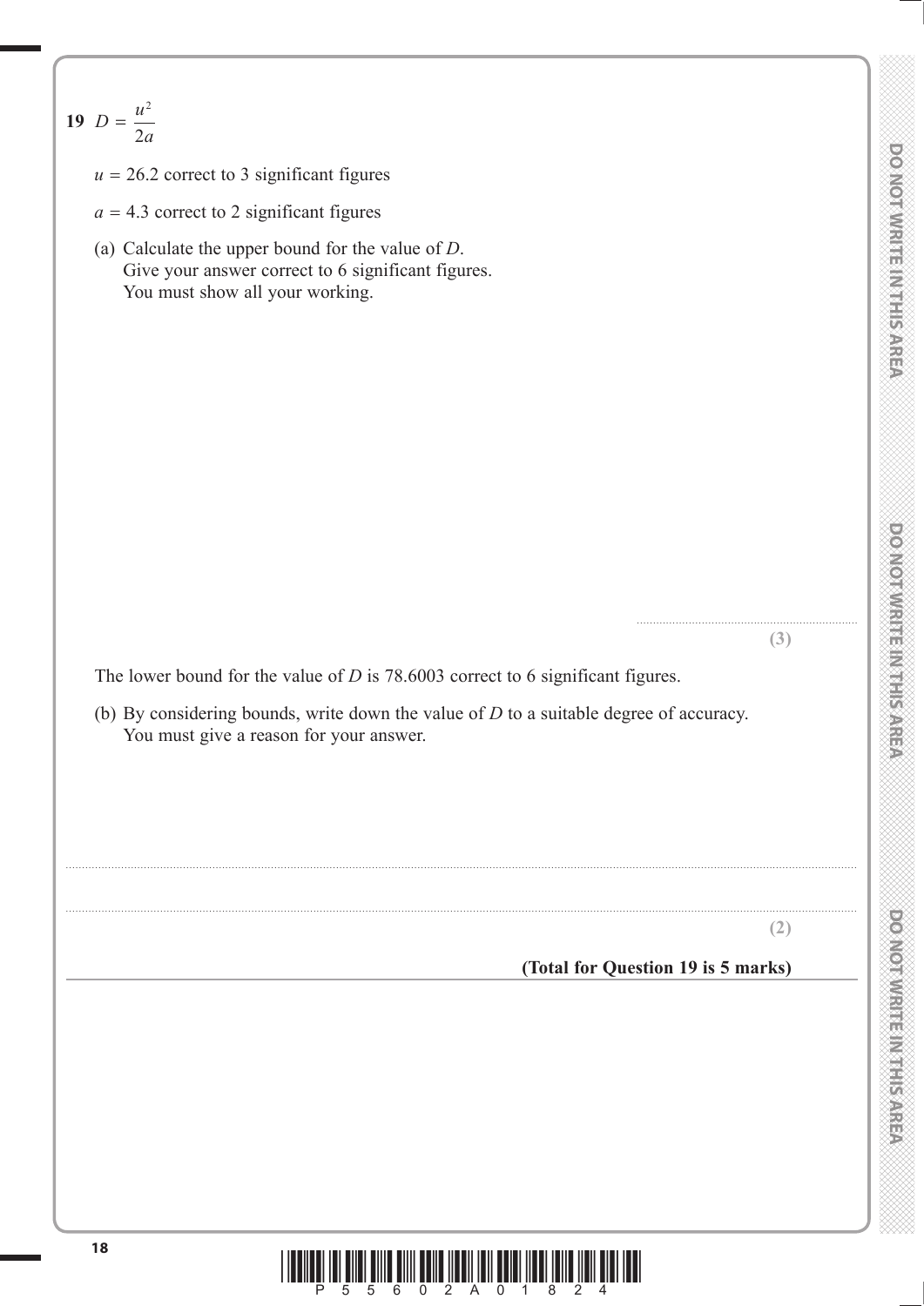**19** $D = \dfrac{u^2}{2a}$

$u = 26.2$ correct to 3 significant figures

$a = 4.3$ correct to 2 significant figures

(a) Calculate the upper bound for the value of $D$.
Give your answer correct to 6 significant figures.
You must show all your working.

..............................................................

**(3)**

The lower bound for the value of $D$ is 78.6003 correct to 6 significant figures.

(b) By considering bounds, write down the value of $D$ to a suitable degree of accuracy.
You must give a reason for your answer.

.......................................................................................................................................................

.......................................................................................................................................................

**(2)**

**(Total for Question 19 is 5 marks)**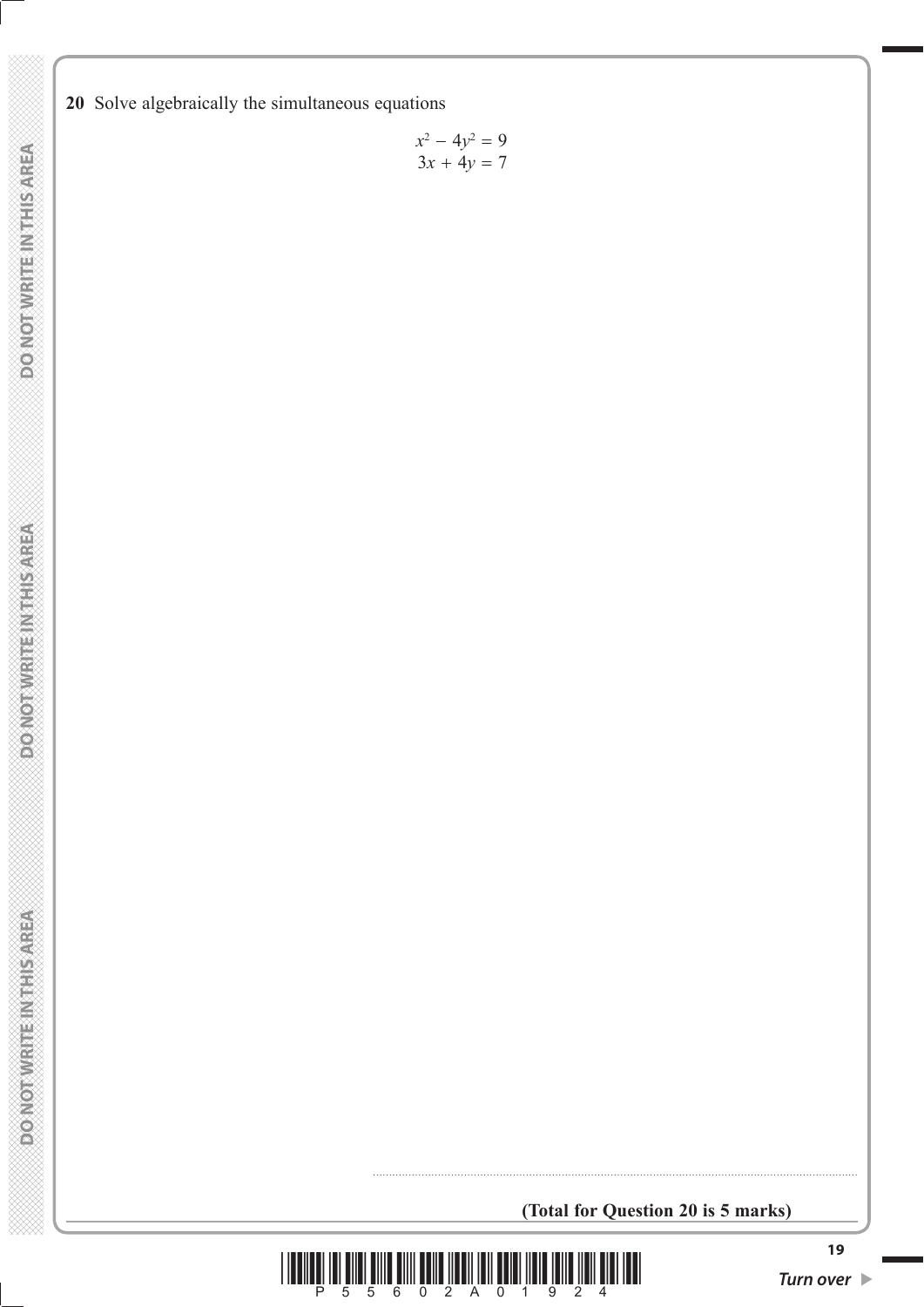**20** Solve algebraically the simultaneous equations

$$x^2 - 4y^2 = 9$$
$$3x + 4y = 7$$

..............................................................................................................

**(Total for Question 20 is 5 marks)**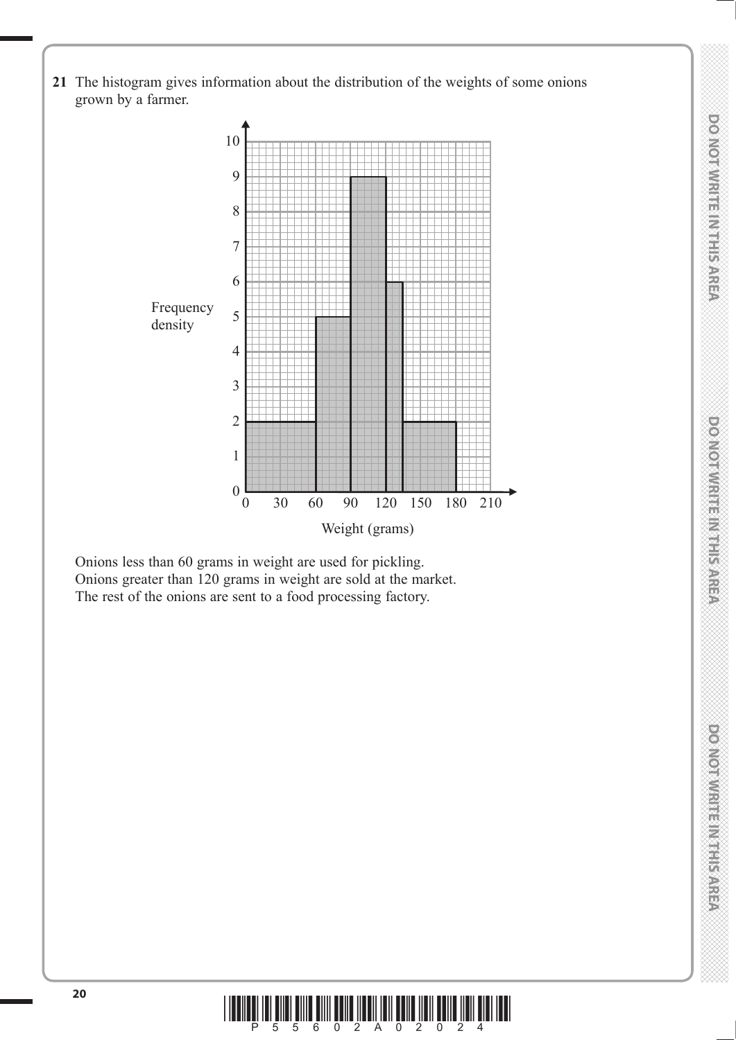**21** The histogram gives information about the distribution of the weights of some onions grown by a farmer.

Onions less than 60 grams in weight are used for pickling.
Onions greater than 120 grams in weight are sold at the market.
The rest of the onions are sent to a food processing factory.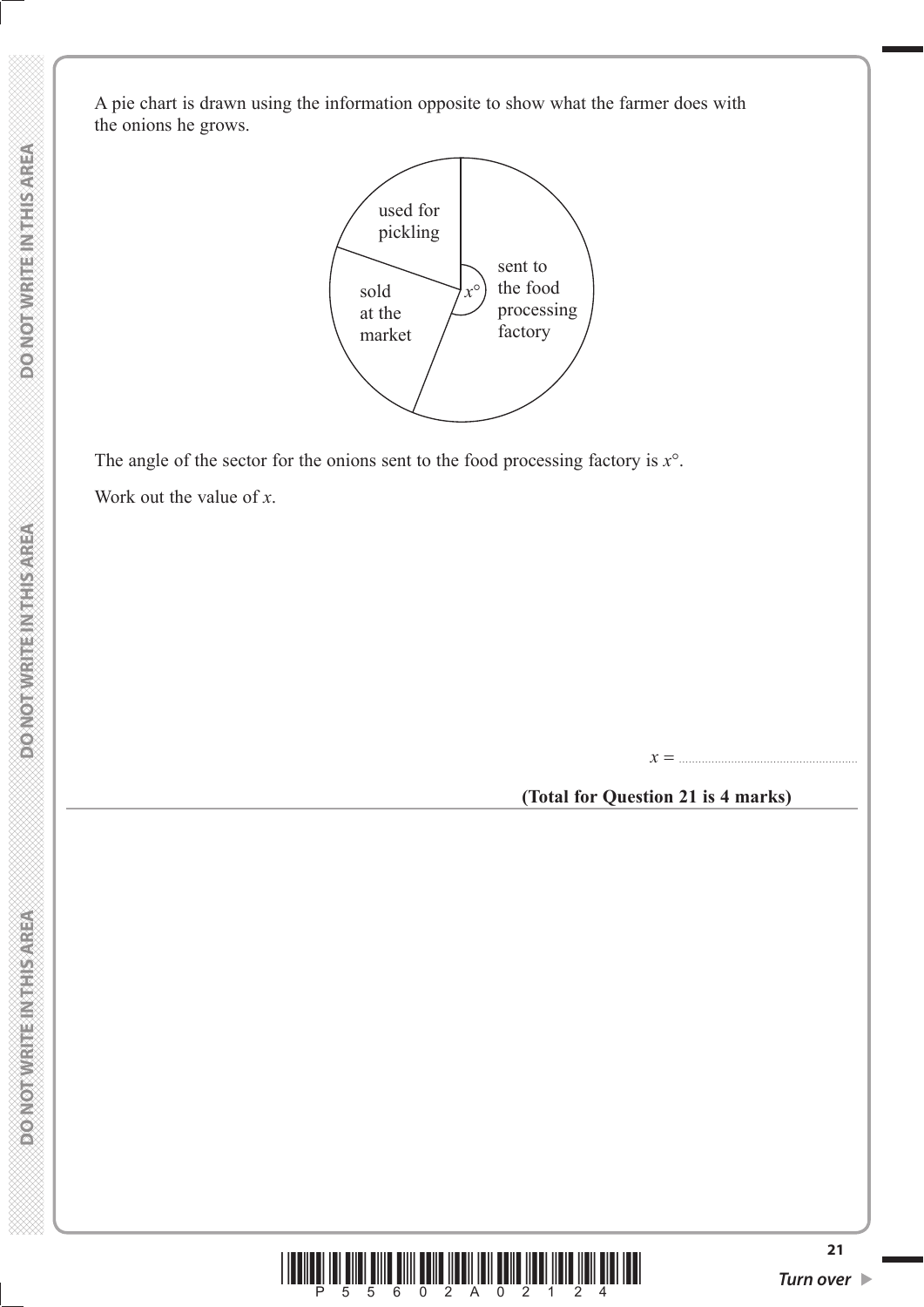A pie chart is drawn using the information opposite to show what the farmer does with the onions he grows.

used for pickling

sold at the market

$x°$

sent to the food processing factory

The angle of the sector for the onions sent to the food processing factory is $x°$.

Work out the value of $x$.

$x =$ ......................................................

**(Total for Question 21 is 4 marks)**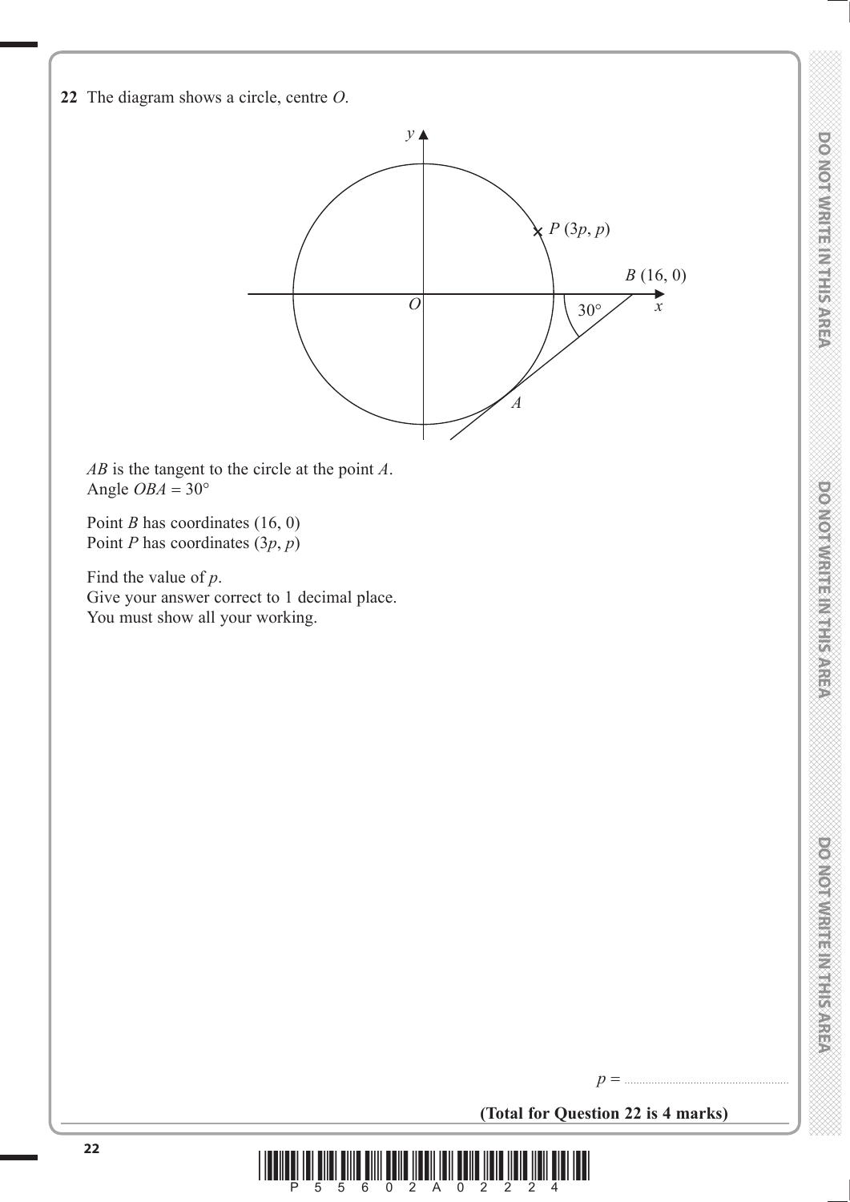**22** The diagram shows a circle, centre $O$.

$AB$ is the tangent to the circle at the point $A$.
Angle $OBA = 30°$

Point $B$ has coordinates $(16, 0)$
Point $P$ has coordinates $(3p, p)$

Find the value of $p$.
Give your answer correct to 1 decimal place.
You must show all your working.

$p =$ ..........................................

**(Total for Question 22 is 4 marks)**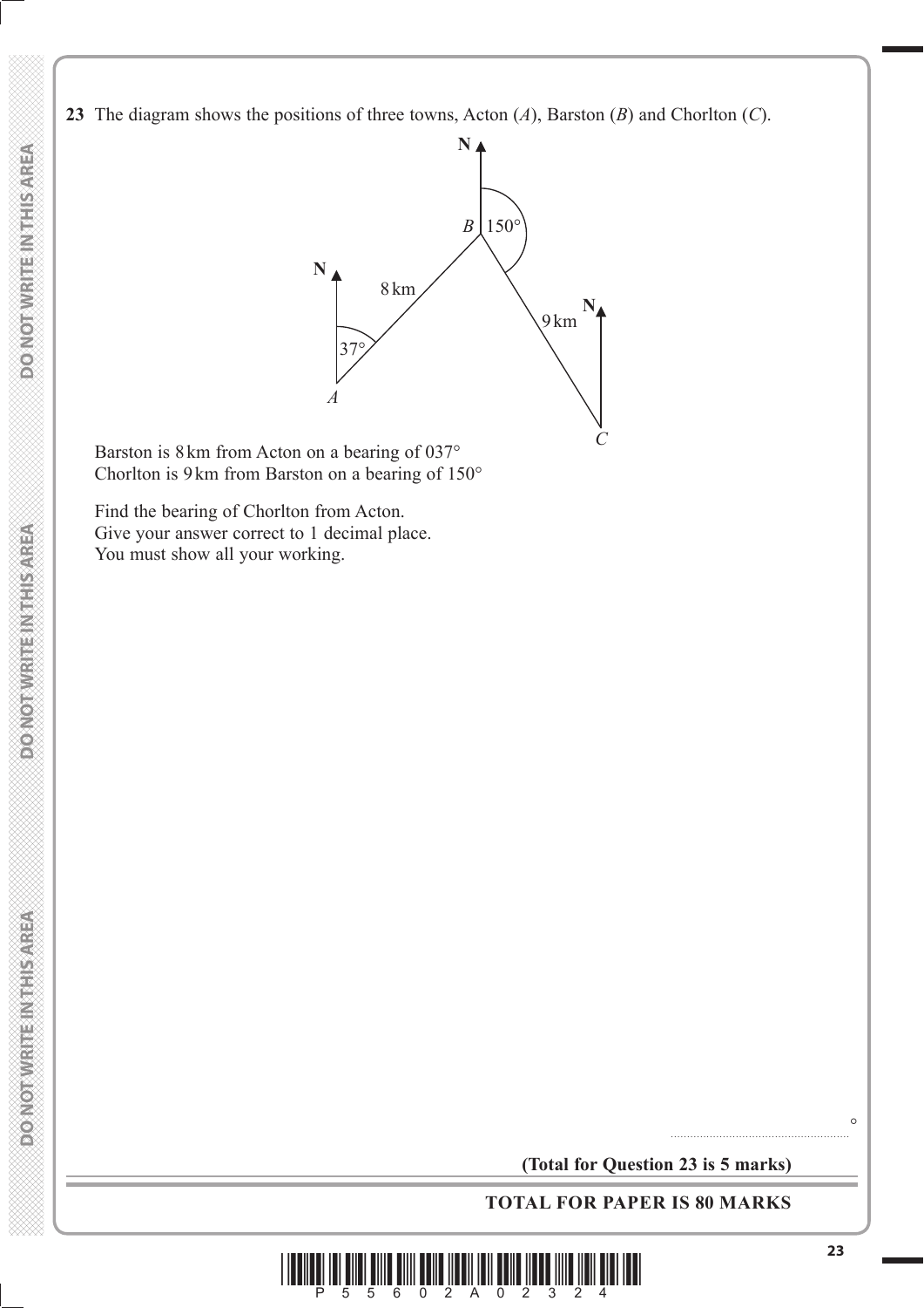**23** The diagram shows the positions of three towns, Acton ($A$), Barston ($B$) and Chorlton ($C$).

Barston is 8 km from Acton on a bearing of 037°
Chorlton is 9 km from Barston on a bearing of 150°

Find the bearing of Chorlton from Acton.
Give your answer correct to 1 decimal place.
You must show all your working.

........................................................ °

**(Total for Question 23 is 5 marks)**

**TOTAL FOR PAPER IS 80 MARKS**